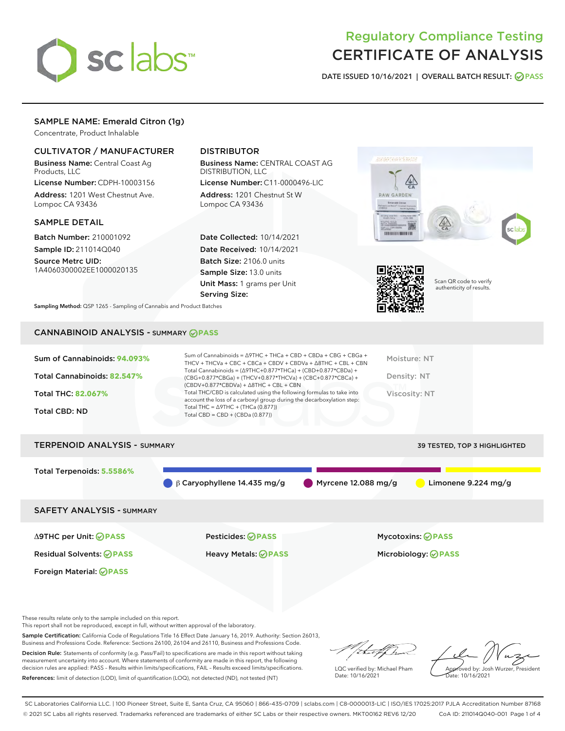# Regulatory Compliance Testing
# CERTIFICATE OF ANALYSIS

DATE ISSUED 10/16/2021 | OVERALL BATCH RESULT: PASS

## SAMPLE NAME: Emerald Citron (1g)

Concentrate, Product Inhalable

### CULTIVATOR / MANUFACTURER

**Business Name:** Central Coast Ag Products, LLC

**License Number:** CDPH-10003156

**Address:** 1201 West Chestnut Ave. Lompoc CA 93436

### DISTRIBUTOR

**Business Name:** CENTRAL COAST AG DISTRIBUTION, LLC

**License Number:** C11-0000496-LIC

**Address:** 1201 Chestnut St W Lompoc CA 93436

### SAMPLE DETAIL

**Batch Number:** 210001092

**Sample ID:** 211014Q040

**Source Metrc UID:** 1A4060300002EE1000020135

**Date Collected:** 10/14/2021

**Date Received:** 10/14/2021

**Batch Size:** 2106.0 units

**Sample Size:** 13.0 units

**Unit Mass:** 1 grams per Unit

**Serving Size:**

Scan QR code to verify authenticity of results.

**Sampling Method:** QSP 1265 - Sampling of Cannabis and Product Batches

## CANNABINOID ANALYSIS - SUMMARY PASS

Sum of Cannabinoids: **94.093%**

Total Cannabinoids: **82.547%**

Total THC: **82.067%**

Total CBD: ND

Sum of Cannabinoids = Δ9THC + THCa + CBD + CBDa + CBG + CBGa + THCV + THCVa + CBC + CBCa + CBDV + CBDVa + Δ8THC + CBL + CBN

Total Cannabinoids = (Δ9THC+0.877*THCa) + (CBD+0.877*CBDa) + (CBG+0.877*CBGa) + (THCV+0.877*THCVa) + (CBC+0.877*CBCa) + (CBDV+0.877*CBDVa) + Δ8THC + CBL + CBN

Total THC/CBD is calculated using the following formulas to take into account the loss of a carboxyl group during the decarboxylation step:

Total THC = Δ9THC + (THCa (0.877))

Total CBD = CBD + (CBDa (0.877))

Moisture: NT

Density: NT

Viscosity: NT

## TERPENOID ANALYSIS - SUMMARY

39 TESTED, TOP 3 HIGHLIGHTED

Total Terpenoids: **5.5586%**

β Caryophyllene 14.435 mg/g | Myrcene 12.088 mg/g | Limonene 9.224 mg/g

## SAFETY ANALYSIS - SUMMARY

Δ9THC per Unit: PASS

Pesticides: PASS

Mycotoxins: PASS

Residual Solvents: PASS

Heavy Metals: PASS

Microbiology: PASS

Foreign Material: PASS

These results relate only to the sample included on this report.

This report shall not be reproduced, except in full, without written approval of the laboratory.

**Sample Certification:** California Code of Regulations Title 16 Effect Date January 16, 2019. Authority: Section 26013, Business and Professions Code. Reference: Sections 26100, 26104 and 26110, Business and Professions Code.

**Decision Rule:** Statements of conformity (e.g. Pass/Fail) to specifications are made in this report without taking measurement uncertainty into account. Where statements of conformity are made in this report, the following decision rules are applied: PASS – Results within limits/specifications, FAIL – Results exceed limits/specifications.

**References:** limit of detection (LOD), limit of quantification (LOQ), not detected (ND), not tested (NT)

LQC verified by: Michael Pham
Date: 10/16/2021

Approved by: Josh Wurzer, President
Date: 10/16/2021

SC Laboratories California LLC. | 100 Pioneer Street, Suite E, Santa Cruz, CA 95060 | 866-435-0709 | sclabs.com | C8-0000013-LIC | ISO/IES 17025:2017 PJLA Accreditation Number 87168

© 2021 SC Labs all rights reserved. Trademarks referenced are trademarks of either SC Labs or their respective owners. MKT00162 REV6 12/20 CoA ID: 211014Q040-001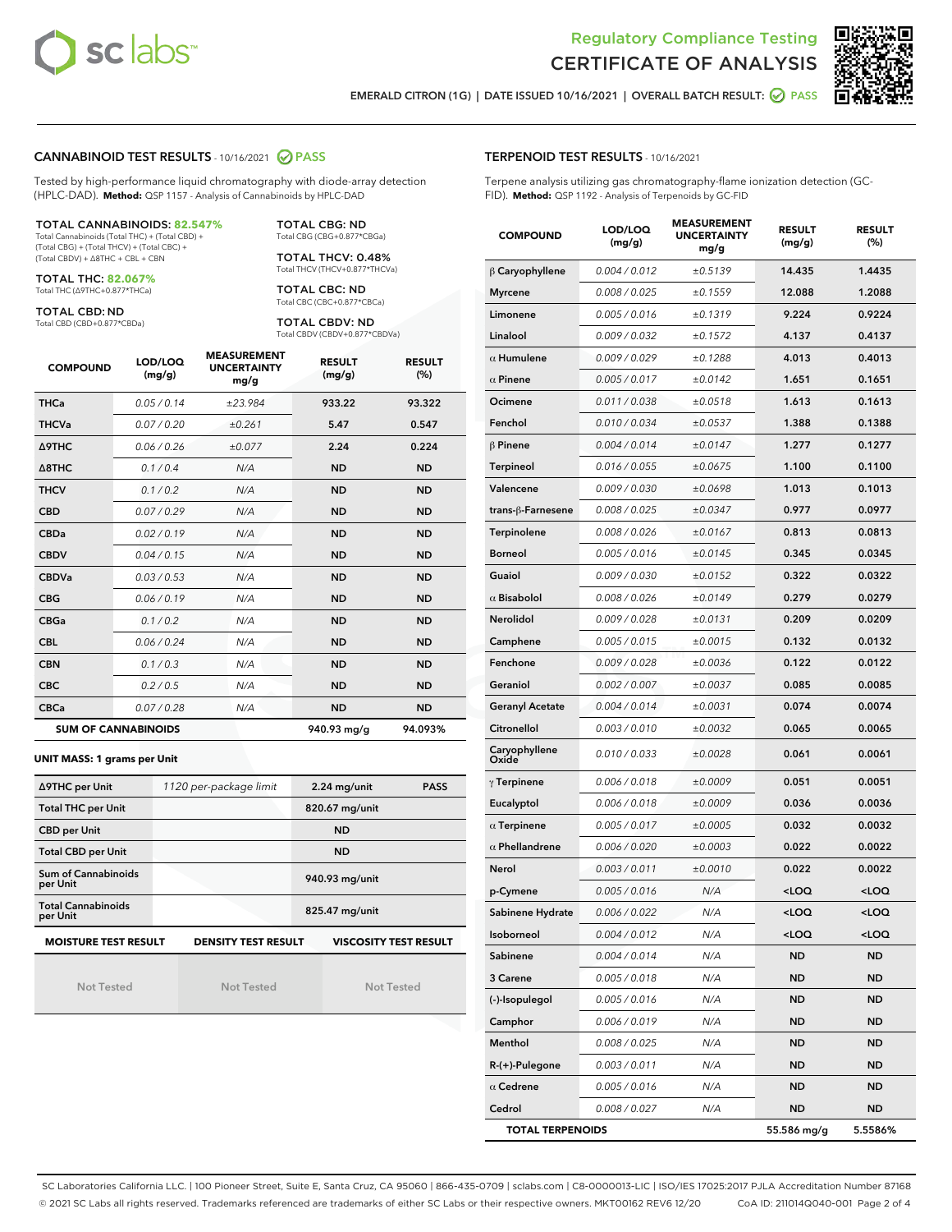Regulatory Compliance Testing
# CERTIFICATE OF ANALYSIS

EMERALD CITRON (1G) | DATE ISSUED 10/16/2021 | OVERALL BATCH RESULT: PASS

## CANNABINOID TEST RESULTS - 10/16/2021 PASS

Tested by high-performance liquid chromatography with diode-array detection (HPLC-DAD). **Method:** QSP 1157 - Analysis of Cannabinoids by HPLC-DAD

**TOTAL CANNABINOIDS: 82.547%**
Total Cannabinoids (Total THC) + (Total CBD) + (Total CBG) + (Total THCV) + (Total CBC) + (Total CBDV) + Δ8THC + CBL + CBN

**TOTAL THC: 82.067%**
Total THC (Δ9THC+0.877*THCa)

**TOTAL CBD: ND**
Total CBD (CBD+0.877*CBDa)

**TOTAL CBG: ND**
Total CBG (CBG+0.877*CBGa)

**TOTAL THCV: 0.48%**
Total THCV (THCV+0.877*THCVa)

**TOTAL CBC: ND**
Total CBC (CBC+0.877*CBCa)

**TOTAL CBDV: ND**
Total CBDV (CBDV+0.877*CBDVa)

| COMPOUND | LOD/LOQ (mg/g) | MEASUREMENT UNCERTAINTY mg/g | RESULT (mg/g) | RESULT (%) |
|---|---|---|---|---|
| THCa | 0.05 / 0.14 | ±23.984 | 933.22 | 93.322 |
| THCVa | 0.07 / 0.20 | ±0.261 | 5.47 | 0.547 |
| Δ9THC | 0.06 / 0.26 | ±0.077 | 2.24 | 0.224 |
| Δ8THC | 0.1 / 0.4 | N/A | ND | ND |
| THCV | 0.1 / 0.2 | N/A | ND | ND |
| CBD | 0.07 / 0.29 | N/A | ND | ND |
| CBDa | 0.02 / 0.19 | N/A | ND | ND |
| CBDV | 0.04 / 0.15 | N/A | ND | ND |
| CBDVa | 0.03 / 0.53 | N/A | ND | ND |
| CBG | 0.06 / 0.19 | N/A | ND | ND |
| CBGa | 0.1 / 0.2 | N/A | ND | ND |
| CBL | 0.06 / 0.24 | N/A | ND | ND |
| CBN | 0.1 / 0.3 | N/A | ND | ND |
| CBC | 0.2 / 0.5 | N/A | ND | ND |
| CBCa | 0.07 / 0.28 | N/A | ND | ND |
| **SUM OF CANNABINOIDS** | | | **940.93 mg/g** | **94.093%** |

**UNIT MASS: 1 grams per Unit**

| | | | |
|---|---|---|---|
| Δ9THC per Unit | 1120 per-package limit | 2.24 mg/unit | PASS |
| Total THC per Unit | | 820.67 mg/unit | |
| CBD per Unit | | ND | |
| Total CBD per Unit | | ND | |
| Sum of Cannabinoids per Unit | | 940.93 mg/unit | |
| Total Cannabinoids per Unit | | 825.47 mg/unit | |

| MOISTURE TEST RESULT | DENSITY TEST RESULT | VISCOSITY TEST RESULT |
|---|---|---|
| Not Tested | Not Tested | Not Tested |

## TERPENOID TEST RESULTS - 10/16/2021

Terpene analysis utilizing gas chromatography-flame ionization detection (GC-FID). **Method:** QSP 1192 - Analysis of Terpenoids by GC-FID

| COMPOUND | LOD/LOQ (mg/g) | MEASUREMENT UNCERTAINTY mg/g | RESULT (mg/g) | RESULT (%) |
|---|---|---|---|---|
| β Caryophyllene | 0.004 / 0.012 | ±0.5139 | 14.435 | 1.4435 |
| Myrcene | 0.008 / 0.025 | ±0.1559 | 12.088 | 1.2088 |
| Limonene | 0.005 / 0.016 | ±0.1319 | 9.224 | 0.9224 |
| Linalool | 0.009 / 0.032 | ±0.1572 | 4.137 | 0.4137 |
| α Humulene | 0.009 / 0.029 | ±0.1288 | 4.013 | 0.4013 |
| α Pinene | 0.005 / 0.017 | ±0.0142 | 1.651 | 0.1651 |
| Ocimene | 0.011 / 0.038 | ±0.0518 | 1.613 | 0.1613 |
| Fenchol | 0.010 / 0.034 | ±0.0537 | 1.388 | 0.1388 |
| β Pinene | 0.004 / 0.014 | ±0.0147 | 1.277 | 0.1277 |
| Terpineol | 0.016 / 0.055 | ±0.0675 | 1.100 | 0.1100 |
| Valencene | 0.009 / 0.030 | ±0.0698 | 1.013 | 0.1013 |
| trans-β-Farnesene | 0.008 / 0.025 | ±0.0347 | 0.977 | 0.0977 |
| Terpinolene | 0.008 / 0.026 | ±0.0167 | 0.813 | 0.0813 |
| Borneol | 0.005 / 0.016 | ±0.0145 | 0.345 | 0.0345 |
| Guaiol | 0.009 / 0.030 | ±0.0152 | 0.322 | 0.0322 |
| α Bisabolol | 0.008 / 0.026 | ±0.0149 | 0.279 | 0.0279 |
| Nerolidol | 0.009 / 0.028 | ±0.0131 | 0.209 | 0.0209 |
| Camphene | 0.005 / 0.015 | ±0.0015 | 0.132 | 0.0132 |
| Fenchone | 0.009 / 0.028 | ±0.0036 | 0.122 | 0.0122 |
| Geraniol | 0.002 / 0.007 | ±0.0037 | 0.085 | 0.0085 |
| Geranyl Acetate | 0.004 / 0.014 | ±0.0031 | 0.074 | 0.0074 |
| Citronellol | 0.003 / 0.010 | ±0.0032 | 0.065 | 0.0065 |
| Caryophyllene Oxide | 0.010 / 0.033 | ±0.0028 | 0.061 | 0.0061 |
| γ Terpinene | 0.006 / 0.018 | ±0.0009 | 0.051 | 0.0051 |
| Eucalyptol | 0.006 / 0.018 | ±0.0009 | 0.036 | 0.0036 |
| α Terpinene | 0.005 / 0.017 | ±0.0005 | 0.032 | 0.0032 |
| α Phellandrene | 0.006 / 0.020 | ±0.0003 | 0.022 | 0.0022 |
| Nerol | 0.003 / 0.011 | ±0.0010 | 0.022 | 0.0022 |
| p-Cymene | 0.005 / 0.016 | N/A | <LOQ | <LOQ |
| Sabinene Hydrate | 0.006 / 0.022 | N/A | <LOQ | <LOQ |
| Isoborneol | 0.004 / 0.012 | N/A | <LOQ | <LOQ |
| Sabinene | 0.004 / 0.014 | N/A | ND | ND |
| 3 Carene | 0.005 / 0.018 | N/A | ND | ND |
| (-)-Isopulegol | 0.005 / 0.016 | N/A | ND | ND |
| Camphor | 0.006 / 0.019 | N/A | ND | ND |
| Menthol | 0.008 / 0.025 | N/A | ND | ND |
| R-(+)-Pulegone | 0.003 / 0.011 | N/A | ND | ND |
| α Cedrene | 0.005 / 0.016 | N/A | ND | ND |
| Cedrol | 0.008 / 0.027 | N/A | ND | ND |
| **TOTAL TERPENOIDS** | | | **55.586 mg/g** | **5.5586%** |

SC Laboratories California LLC. | 100 Pioneer Street, Suite E, Santa Cruz, CA 95060 | 866-435-0709 | sclabs.com | C8-0000013-LIC | ISO/IES 17025:2017 PJLA Accreditation Number 87168
© 2021 SC Labs all rights reserved. Trademarks referenced are trademarks of either SC Labs or their respective owners. MKT00162 REV6 12/20 CoA ID: 211014Q040-001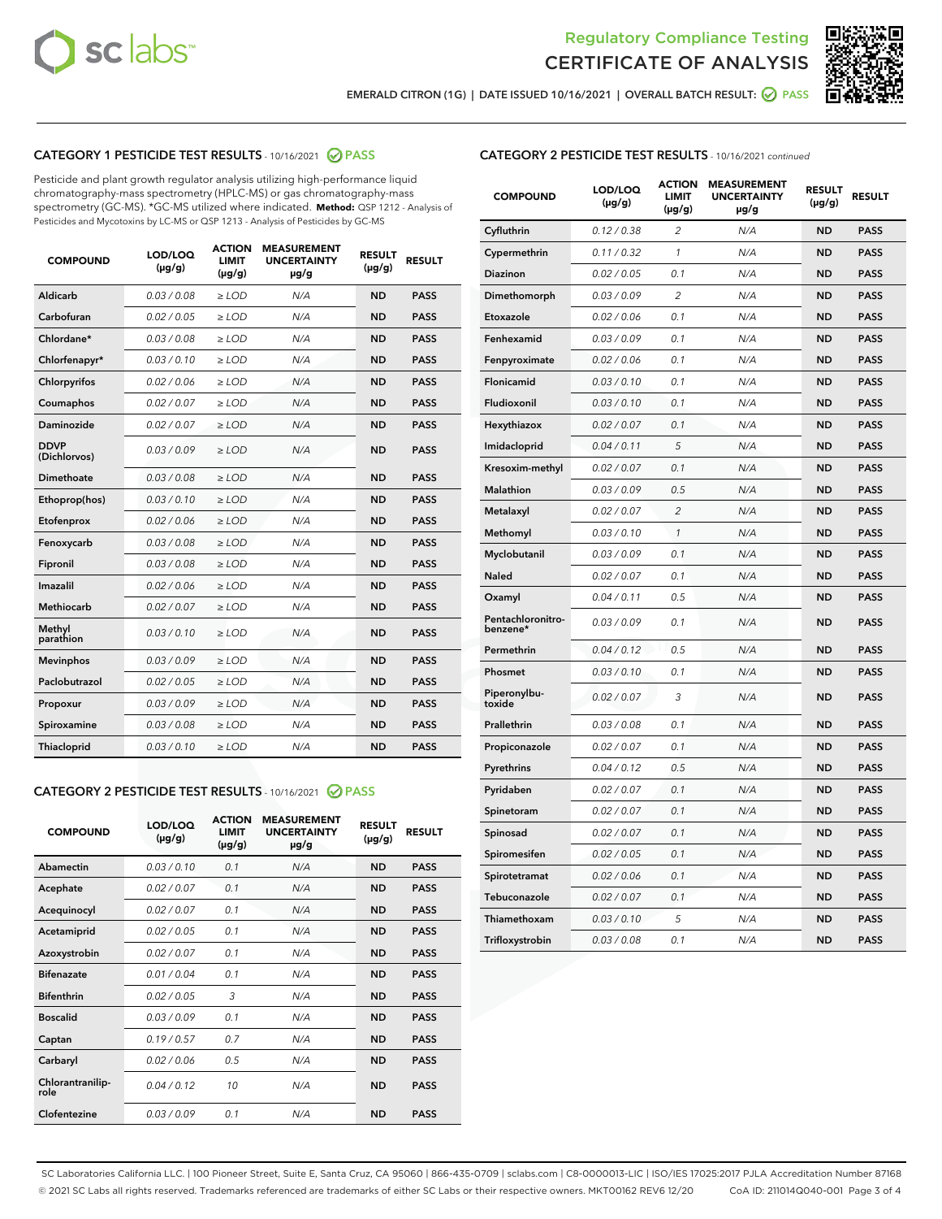Regulatory Compliance Testing
CERTIFICATE OF ANALYSIS

EMERALD CITRON (1G) | DATE ISSUED 10/16/2021 | OVERALL BATCH RESULT: PASS

## CATEGORY 1 PESTICIDE TEST RESULTS - 10/16/2021 PASS

Pesticide and plant growth regulator analysis utilizing high-performance liquid chromatography-mass spectrometry (HPLC-MS) or gas chromatography-mass spectrometry (GC-MS). *GC-MS utilized where indicated. **Method:** QSP 1212 - Analysis of Pesticides and Mycotoxins by LC-MS or QSP 1213 - Analysis of Pesticides by GC-MS

| COMPOUND | LOD/LOQ (µg/g) | ACTION LIMIT (µg/g) | MEASUREMENT UNCERTAINTY µg/g | RESULT (µg/g) | RESULT |
|---|---|---|---|---|---|
| Aldicarb | 0.03 / 0.08 | ≥ LOD | N/A | ND | PASS |
| Carbofuran | 0.02 / 0.05 | ≥ LOD | N/A | ND | PASS |
| Chlordane* | 0.03 / 0.08 | ≥ LOD | N/A | ND | PASS |
| Chlorfenapyr* | 0.03 / 0.10 | ≥ LOD | N/A | ND | PASS |
| Chlorpyrifos | 0.02 / 0.06 | ≥ LOD | N/A | ND | PASS |
| Coumaphos | 0.02 / 0.07 | ≥ LOD | N/A | ND | PASS |
| Daminozide | 0.02 / 0.07 | ≥ LOD | N/A | ND | PASS |
| DDVP (Dichlorvos) | 0.03 / 0.09 | ≥ LOD | N/A | ND | PASS |
| Dimethoate | 0.03 / 0.08 | ≥ LOD | N/A | ND | PASS |
| Ethoprop(hos) | 0.03 / 0.10 | ≥ LOD | N/A | ND | PASS |
| Etofenprox | 0.02 / 0.06 | ≥ LOD | N/A | ND | PASS |
| Fenoxycarb | 0.03 / 0.08 | ≥ LOD | N/A | ND | PASS |
| Fipronil | 0.03 / 0.08 | ≥ LOD | N/A | ND | PASS |
| Imazalil | 0.02 / 0.06 | ≥ LOD | N/A | ND | PASS |
| Methiocarb | 0.02 / 0.07 | ≥ LOD | N/A | ND | PASS |
| Methyl parathion | 0.03 / 0.10 | ≥ LOD | N/A | ND | PASS |
| Mevinphos | 0.03 / 0.09 | ≥ LOD | N/A | ND | PASS |
| Paclobutrazol | 0.02 / 0.05 | ≥ LOD | N/A | ND | PASS |
| Propoxur | 0.03 / 0.09 | ≥ LOD | N/A | ND | PASS |
| Spiroxamine | 0.03 / 0.08 | ≥ LOD | N/A | ND | PASS |
| Thiacloprid | 0.03 / 0.10 | ≥ LOD | N/A | ND | PASS |

## CATEGORY 2 PESTICIDE TEST RESULTS - 10/16/2021 PASS

| COMPOUND | LOD/LOQ (µg/g) | ACTION LIMIT (µg/g) | MEASUREMENT UNCERTAINTY µg/g | RESULT (µg/g) | RESULT |
|---|---|---|---|---|---|
| Abamectin | 0.03 / 0.10 | 0.1 | N/A | ND | PASS |
| Acephate | 0.02 / 0.07 | 0.1 | N/A | ND | PASS |
| Acequinocyl | 0.02 / 0.07 | 0.1 | N/A | ND | PASS |
| Acetamiprid | 0.02 / 0.05 | 0.1 | N/A | ND | PASS |
| Azoxystrobin | 0.02 / 0.07 | 0.1 | N/A | ND | PASS |
| Bifenazate | 0.01 / 0.04 | 0.1 | N/A | ND | PASS |
| Bifenthrin | 0.02 / 0.05 | 3 | N/A | ND | PASS |
| Boscalid | 0.03 / 0.09 | 0.1 | N/A | ND | PASS |
| Captan | 0.19 / 0.57 | 0.7 | N/A | ND | PASS |
| Carbaryl | 0.02 / 0.06 | 0.5 | N/A | ND | PASS |
| Chlorantraniliprole | 0.04 / 0.12 | 10 | N/A | ND | PASS |
| Clofentezine | 0.03 / 0.09 | 0.1 | N/A | ND | PASS |
| Cyfluthrin | 0.12 / 0.38 | 2 | N/A | ND | PASS |
| Cypermethrin | 0.11 / 0.32 | 1 | N/A | ND | PASS |
| Diazinon | 0.02 / 0.05 | 0.1 | N/A | ND | PASS |
| Dimethomorph | 0.03 / 0.09 | 2 | N/A | ND | PASS |
| Etoxazole | 0.02 / 0.06 | 0.1 | N/A | ND | PASS |
| Fenhexamid | 0.03 / 0.09 | 0.1 | N/A | ND | PASS |
| Fenpyroximate | 0.02 / 0.06 | 0.1 | N/A | ND | PASS |
| Flonicamid | 0.03 / 0.10 | 0.1 | N/A | ND | PASS |
| Fludioxonil | 0.03 / 0.10 | 0.1 | N/A | ND | PASS |
| Hexythiazox | 0.02 / 0.07 | 0.1 | N/A | ND | PASS |
| Imidacloprid | 0.04 / 0.11 | 5 | N/A | ND | PASS |
| Kresoxim-methyl | 0.02 / 0.07 | 0.1 | N/A | ND | PASS |
| Malathion | 0.03 / 0.09 | 0.5 | N/A | ND | PASS |
| Metalaxyl | 0.02 / 0.07 | 2 | N/A | ND | PASS |
| Methomyl | 0.03 / 0.10 | 1 | N/A | ND | PASS |
| Myclobutanil | 0.03 / 0.09 | 0.1 | N/A | ND | PASS |
| Naled | 0.02 / 0.07 | 0.1 | N/A | ND | PASS |
| Oxamyl | 0.04 / 0.11 | 0.5 | N/A | ND | PASS |
| Pentachloronitrobenzene* | 0.03 / 0.09 | 0.1 | N/A | ND | PASS |
| Permethrin | 0.04 / 0.12 | 0.5 | N/A | ND | PASS |
| Phosmet | 0.03 / 0.10 | 0.1 | N/A | ND | PASS |
| Piperonylbutoxide | 0.02 / 0.07 | 3 | N/A | ND | PASS |
| Prallethrin | 0.03 / 0.08 | 0.1 | N/A | ND | PASS |
| Propiconazole | 0.02 / 0.07 | 0.1 | N/A | ND | PASS |
| Pyrethrins | 0.04 / 0.12 | 0.5 | N/A | ND | PASS |
| Pyridaben | 0.02 / 0.07 | 0.1 | N/A | ND | PASS |
| Spinetoram | 0.02 / 0.07 | 0.1 | N/A | ND | PASS |
| Spinosad | 0.02 / 0.07 | 0.1 | N/A | ND | PASS |
| Spiromesifen | 0.02 / 0.05 | 0.1 | N/A | ND | PASS |
| Spirotetramat | 0.02 / 0.06 | 0.1 | N/A | ND | PASS |
| Tebuconazole | 0.02 / 0.07 | 0.1 | N/A | ND | PASS |
| Thiamethoxam | 0.03 / 0.10 | 5 | N/A | ND | PASS |
| Trifloxystrobin | 0.03 / 0.08 | 0.1 | N/A | ND | PASS |

SC Laboratories California LLC. | 100 Pioneer Street, Suite E, Santa Cruz, CA 95060 | 866-435-0709 | sclabs.com | C8-0000013-LIC | ISO/IES 17025:2017 PJLA Accreditation Number 87168
© 2021 SC Labs all rights reserved. Trademarks referenced are trademarks of either SC Labs or their respective owners. MKT00162 REV6 12/20 CoA ID: 211014Q040-001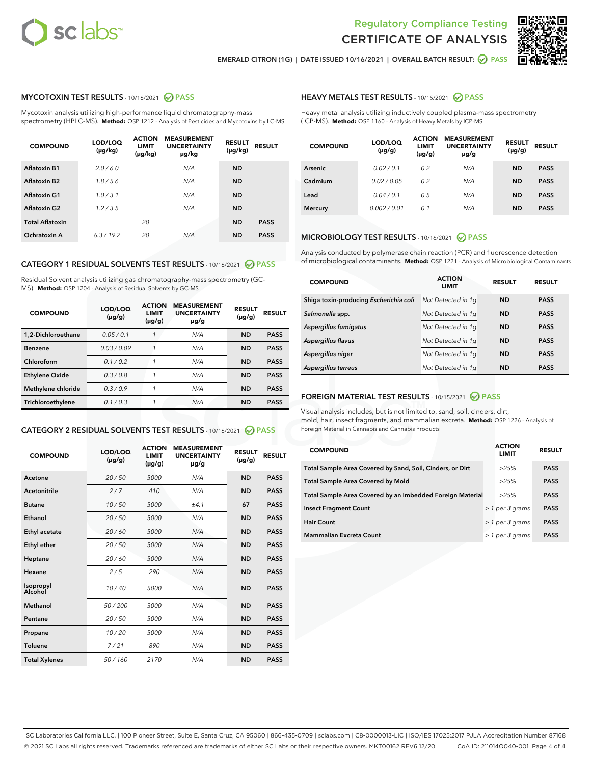Regulatory Compliance Testing

# CERTIFICATE OF ANALYSIS

EMERALD CITRON (1G) | DATE ISSUED 10/16/2021 | OVERALL BATCH RESULT: PASS

## MYCOTOXIN TEST RESULTS - 10/16/2021 PASS

Mycotoxin analysis utilizing high-performance liquid chromatography-mass spectrometry (HPLC-MS). **Method:** QSP 1212 - Analysis of Pesticides and Mycotoxins by LC-MS

| COMPOUND | LOD/LOQ (µg/kg) | ACTION LIMIT (µg/kg) | MEASUREMENT UNCERTAINTY µg/kg | RESULT (µg/kg) | RESULT |
|---|---|---|---|---|---|
| Aflatoxin B1 | 2.0 / 6.0 | | N/A | ND | |
| Aflatoxin B2 | 1.8 / 5.6 | | N/A | ND | |
| Aflatoxin G1 | 1.0 / 3.1 | | N/A | ND | |
| Aflatoxin G2 | 1.2 / 3.5 | | N/A | ND | |
| Total Aflatoxin | | 20 | | ND | PASS |
| Ochratoxin A | 6.3 / 19.2 | 20 | N/A | ND | PASS |

## CATEGORY 1 RESIDUAL SOLVENTS TEST RESULTS - 10/16/2021 PASS

Residual Solvent analysis utilizing gas chromatography-mass spectrometry (GC-MS). **Method:** QSP 1204 - Analysis of Residual Solvents by GC-MS

| COMPOUND | LOD/LOQ (µg/g) | ACTION LIMIT (µg/g) | MEASUREMENT UNCERTAINTY µg/g | RESULT (µg/g) | RESULT |
|---|---|---|---|---|---|
| 1,2-Dichloroethane | 0.05 / 0.1 | 1 | N/A | ND | PASS |
| Benzene | 0.03 / 0.09 | 1 | N/A | ND | PASS |
| Chloroform | 0.1 / 0.2 | 1 | N/A | ND | PASS |
| Ethylene Oxide | 0.3 / 0.8 | 1 | N/A | ND | PASS |
| Methylene chloride | 0.3 / 0.9 | 1 | N/A | ND | PASS |
| Trichloroethylene | 0.1 / 0.3 | 1 | N/A | ND | PASS |

## CATEGORY 2 RESIDUAL SOLVENTS TEST RESULTS - 10/16/2021 PASS

| COMPOUND | LOD/LOQ (µg/g) | ACTION LIMIT (µg/g) | MEASUREMENT UNCERTAINTY µg/g | RESULT (µg/g) | RESULT |
|---|---|---|---|---|---|
| Acetone | 20 / 50 | 5000 | N/A | ND | PASS |
| Acetonitrile | 2 / 7 | 410 | N/A | ND | PASS |
| Butane | 10 / 50 | 5000 | ±4.1 | 67 | PASS |
| Ethanol | 20 / 50 | 5000 | N/A | ND | PASS |
| Ethyl acetate | 20 / 60 | 5000 | N/A | ND | PASS |
| Ethyl ether | 20 / 50 | 5000 | N/A | ND | PASS |
| Heptane | 20 / 60 | 5000 | N/A | ND | PASS |
| Hexane | 2 / 5 | 290 | N/A | ND | PASS |
| Isopropyl Alcohol | 10 / 40 | 5000 | N/A | ND | PASS |
| Methanol | 50 / 200 | 3000 | N/A | ND | PASS |
| Pentane | 20 / 50 | 5000 | N/A | ND | PASS |
| Propane | 10 / 20 | 5000 | N/A | ND | PASS |
| Toluene | 7 / 21 | 890 | N/A | ND | PASS |
| Total Xylenes | 50 / 160 | 2170 | N/A | ND | PASS |

## HEAVY METALS TEST RESULTS - 10/15/2021 PASS

Heavy metal analysis utilizing inductively coupled plasma-mass spectrometry (ICP-MS). **Method:** QSP 1160 - Analysis of Heavy Metals by ICP-MS

| COMPOUND | LOD/LOQ (µg/g) | ACTION LIMIT (µg/g) | MEASUREMENT UNCERTAINTY µg/g | RESULT (µg/g) | RESULT |
|---|---|---|---|---|---|
| Arsenic | 0.02 / 0.1 | 0.2 | N/A | ND | PASS |
| Cadmium | 0.02 / 0.05 | 0.2 | N/A | ND | PASS |
| Lead | 0.04 / 0.1 | 0.5 | N/A | ND | PASS |
| Mercury | 0.002 / 0.01 | 0.1 | N/A | ND | PASS |

## MICROBIOLOGY TEST RESULTS - 10/16/2021 PASS

Analysis conducted by polymerase chain reaction (PCR) and fluorescence detection of microbiological contaminants. **Method:** QSP 1221 - Analysis of Microbiological Contaminants

| COMPOUND | ACTION LIMIT | RESULT | RESULT |
|---|---|---|---|
| Shiga toxin-producing *Escherichia coli* | Not Detected in 1g | ND | PASS |
| *Salmonella* spp. | Not Detected in 1g | ND | PASS |
| *Aspergillus fumigatus* | Not Detected in 1g | ND | PASS |
| *Aspergillus flavus* | Not Detected in 1g | ND | PASS |
| *Aspergillus niger* | Not Detected in 1g | ND | PASS |
| *Aspergillus terreus* | Not Detected in 1g | ND | PASS |

## FOREIGN MATERIAL TEST RESULTS - 10/15/2021 PASS

Visual analysis includes, but is not limited to, sand, soil, cinders, dirt, mold, hair, insect fragments, and mammalian excreta. **Method:** QSP 1226 - Analysis of Foreign Material in Cannabis and Cannabis Products

| COMPOUND | ACTION LIMIT | RESULT |
|---|---|---|
| Total Sample Area Covered by Sand, Soil, Cinders, or Dirt | >25% | PASS |
| Total Sample Area Covered by Mold | >25% | PASS |
| Total Sample Area Covered by an Imbedded Foreign Material | >25% | PASS |
| Insect Fragment Count | > 1 per 3 grams | PASS |
| Hair Count | > 1 per 3 grams | PASS |
| Mammalian Excreta Count | > 1 per 3 grams | PASS |

SC Laboratories California LLC. | 100 Pioneer Street, Suite E, Santa Cruz, CA 95060 | 866-435-0709 | sclabs.com | C8-0000013-LIC | ISO/IES 17025:2017 PJLA Accreditation Number 87168
© 2021 SC Labs all rights reserved. Trademarks referenced are trademarks of either SC Labs or their respective owners. MKT00162 REV6 12/20 CoA ID: 211014Q040-001